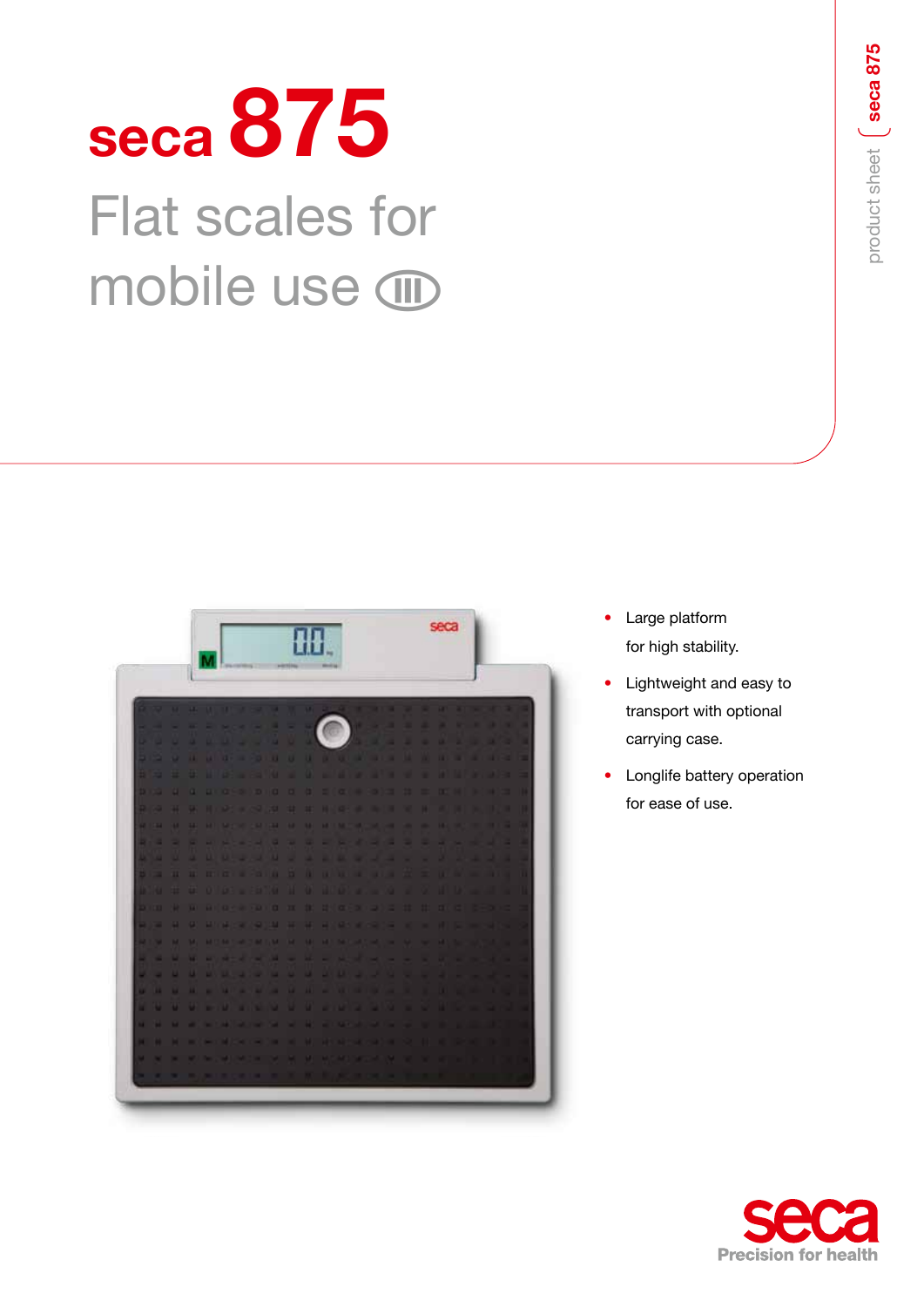# seca 875

## Flat scales for mobile use III

product sheet | seca 875

- Large platform for high stability.
- Lightweight and easy to transport with optional carrying case.
- Longlife battery operation for ease of use.

seca
Precision for health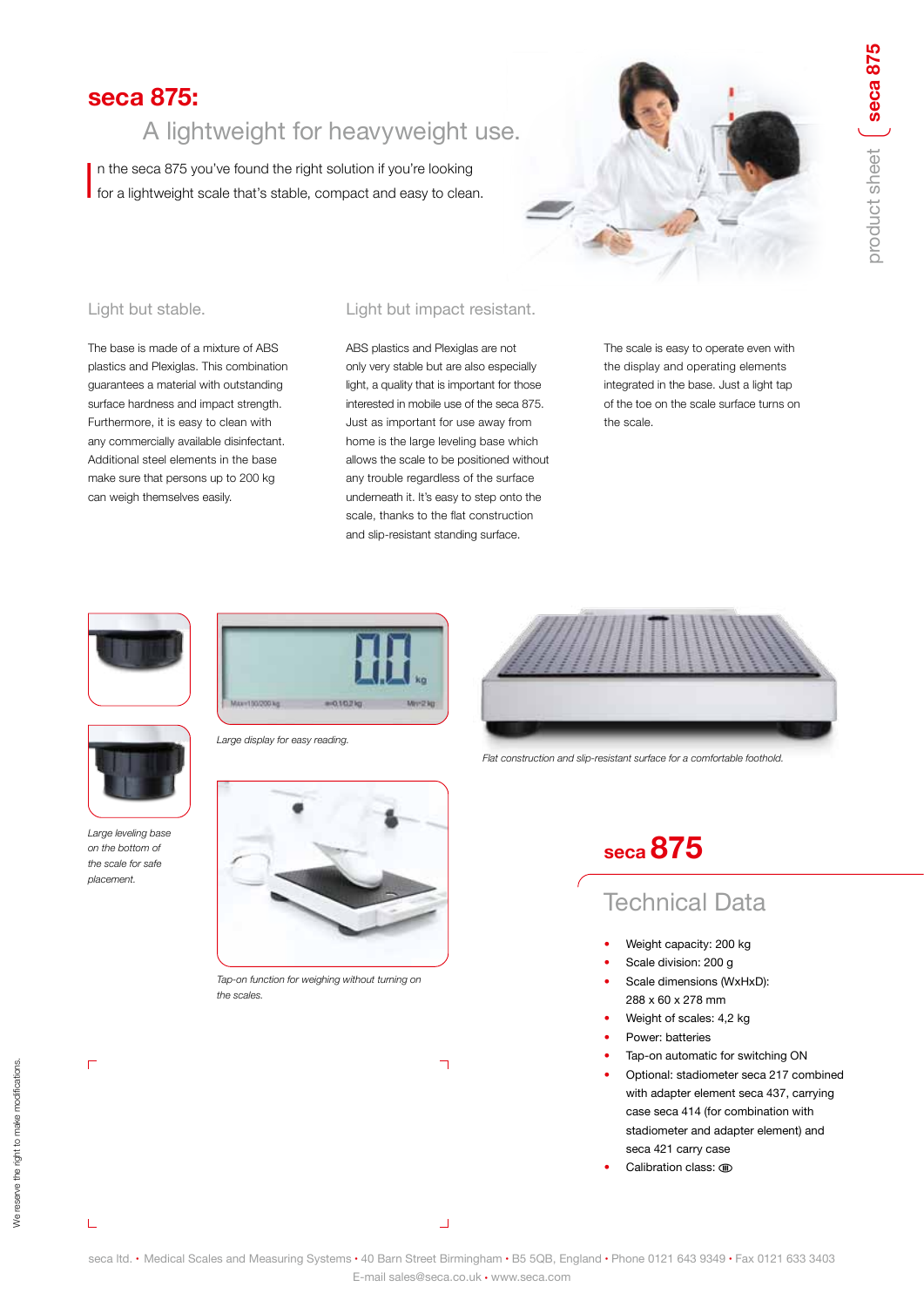# seca 875:

## A lightweight for heavyweight use.

In the seca 875 you've found the right solution if you're looking for a lightweight scale that's stable, compact and easy to clean.

### Light but stable.

The base is made of a mixture of ABS plastics and Plexiglas. This combination guarantees a material with outstanding surface hardness and impact strength. Furthermore, it is easy to clean with any commercially available disinfectant. Additional steel elements in the base make sure that persons up to 200 kg can weigh themselves easily.

### Light but impact resistant.

ABS plastics and Plexiglas are not only very stable but are also especially light, a quality that is important for those interested in mobile use of the seca 875. Just as important for use away from home is the large leveling base which allows the scale to be positioned without any trouble regardless of the surface underneath it. It's easy to step onto the scale, thanks to the flat construction and slip-resistant standing surface.

The scale is easy to operate even with the display and operating elements integrated in the base. Just a light tap of the toe on the scale surface turns on the scale.

*Large leveling base on the bottom of the scale for safe placement.*

*Large display for easy reading.*

*Flat construction and slip-resistant surface for a comfortable foothold.*

*Tap-on function for weighing without turning on the scales.*

## seca 875

## Technical Data

- Weight capacity: 200 kg
- Scale division: 200 g
- Scale dimensions (WxHxD): 288 x 60 x 278 mm
- Weight of scales: 4,2 kg
- Power: batteries
- Tap-on automatic for switching ON
- Optional: stadiometer seca 217 combined with adapter element seca 437, carrying case seca 414 (for combination with stadiometer and adapter element) and seca 421 carry case
- Calibration class: III

We reserve the right to make modifications.

seca ltd. • Medical Scales and Measuring Systems • 40 Barn Street Birmingham • B5 5QB, England • Phone 0121 643 9349 • Fax 0121 633 3403
E-mail sales@seca.co.uk • www.seca.com